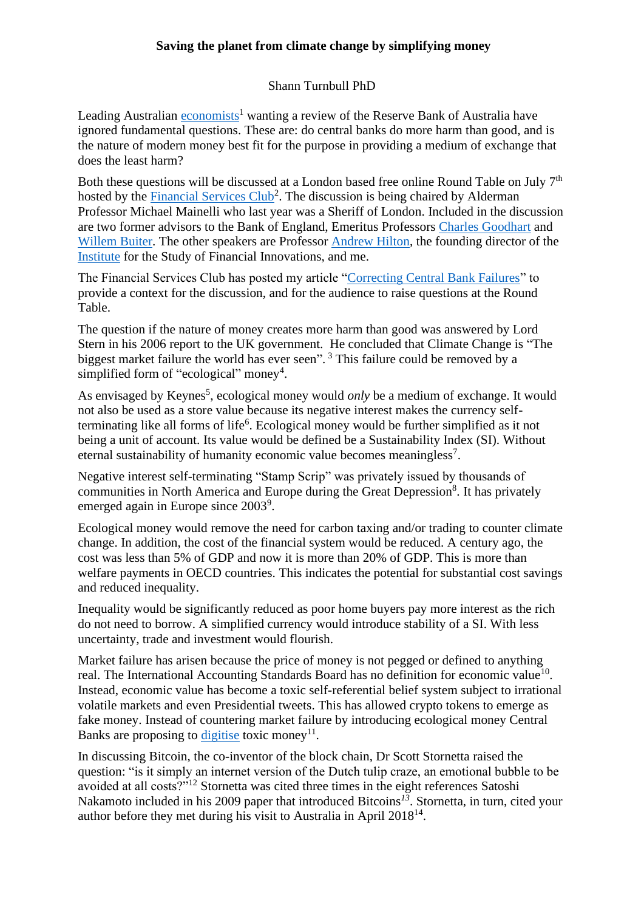**Saving the planet from climate change by simplifying money**

Shann Turnbull PhD

Leading Australian economists[1] wanting a review of the Reserve Bank of Australia have ignored fundamental questions. These are: do central banks do more harm than good, and is the nature of modern money best fit for the purpose in providing a medium of exchange that does the least harm?

Both these questions will be discussed at a London based free online Round Table on July 7th hosted by the Financial Services Club[2]. The discussion is being chaired by Alderman Professor Michael Mainelli who last year was a Sheriff of London. Included in the discussion are two former advisors to the Bank of England, Emeritus Professors Charles Goodhart and Willem Buiter. The other speakers are Professor Andrew Hilton, the founding director of the Institute for the Study of Financial Innovations, and me.

The Financial Services Club has posted my article "Correcting Central Bank Failures" to provide a context for the discussion, and for the audience to raise questions at the Round Table.

The question if the nature of money creates more harm than good was answered by Lord Stern in his 2006 report to the UK government. He concluded that Climate Change is "The biggest market failure the world has ever seen". [3] This failure could be removed by a simplified form of "ecological" money[4].

As envisaged by Keynes[5], ecological money would *only* be a medium of exchange. It would not also be used as a store value because its negative interest makes the currency self-terminating like all forms of life[6]. Ecological money would be further simplified as it not being a unit of account. Its value would be defined be a Sustainability Index (SI). Without eternal sustainability of humanity economic value becomes meaningless[7].

Negative interest self-terminating "Stamp Scrip" was privately issued by thousands of communities in North America and Europe during the Great Depression[8]. It has privately emerged again in Europe since 2003[9].

Ecological money would remove the need for carbon taxing and/or trading to counter climate change. In addition, the cost of the financial system would be reduced. A century ago, the cost was less than 5% of GDP and now it is more than 20% of GDP. This is more than welfare payments in OECD countries. This indicates the potential for substantial cost savings and reduced inequality.

Inequality would be significantly reduced as poor home buyers pay more interest as the rich do not need to borrow. A simplified currency would introduce stability of a SI. With less uncertainty, trade and investment would flourish.

Market failure has arisen because the price of money is not pegged or defined to anything real. The International Accounting Standards Board has no definition for economic value[10]. Instead, economic value has become a toxic self-referential belief system subject to irrational volatile markets and even Presidential tweets. This has allowed crypto tokens to emerge as fake money. Instead of countering market failure by introducing ecological money Central Banks are proposing to digitise toxic money[11].

In discussing Bitcoin, the co-inventor of the block chain, Dr Scott Stornetta raised the question: "is it simply an internet version of the Dutch tulip craze, an emotional bubble to be avoided at all costs?"[12] Stornetta was cited three times in the eight references Satoshi Nakamoto included in his 2009 paper that introduced Bitcoins[13]. Stornetta, in turn, cited your author before they met during his visit to Australia in April 2018[14].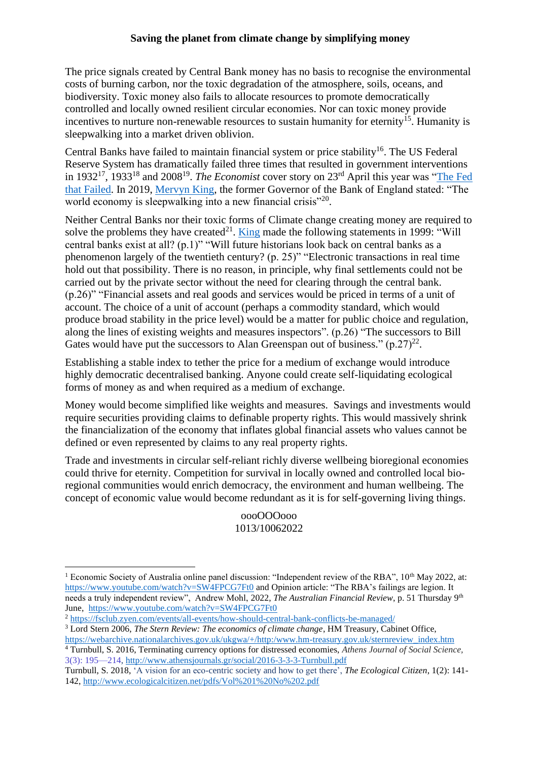**Saving the planet from climate change by simplifying money**

The price signals created by Central Bank money has no basis to recognise the environmental costs of burning carbon, nor the toxic degradation of the atmosphere, soils, oceans, and biodiversity. Toxic money also fails to allocate resources to promote democratically controlled and locally owned resilient circular economies. Nor can toxic money provide incentives to nurture non-renewable resources to sustain humanity for eternity[15]. Humanity is sleepwalking into a market driven oblivion.

Central Banks have failed to maintain financial system or price stability[16]. The US Federal Reserve System has dramatically failed three times that resulted in government interventions in 1932[17], 1933[18] and 2008[19]. *The Economist* cover story on 23rd April this year was "The Fed that Failed. In 2019, Mervyn King, the former Governor of the Bank of England stated: "The world economy is sleepwalking into a new financial crisis"[20].

Neither Central Banks nor their toxic forms of Climate change creating money are required to solve the problems they have created[21]. King made the following statements in 1999: "Will central banks exist at all? (p.1)" "Will future historians look back on central banks as a phenomenon largely of the twentieth century? (p. 25)" "Electronic transactions in real time hold out that possibility. There is no reason, in principle, why final settlements could not be carried out by the private sector without the need for clearing through the central bank. (p.26)" "Financial assets and real goods and services would be priced in terms of a unit of account. The choice of a unit of account (perhaps a commodity standard, which would produce broad stability in the price level) would be a matter for public choice and regulation, along the lines of existing weights and measures inspectors". (p.26) "The successors to Bill Gates would have put the successors to Alan Greenspan out of business." (p.27)[22].

Establishing a stable index to tether the price for a medium of exchange would introduce highly democratic decentralised banking. Anyone could create self-liquidating ecological forms of money as and when required as a medium of exchange.

Money would become simplified like weights and measures. Savings and investments would require securities providing claims to definable property rights. This would massively shrink the financialization of the economy that inflates global financial assets who values cannot be defined or even represented by claims to any real property rights.

Trade and investments in circular self-reliant richly diverse wellbeing bioregional economies could thrive for eternity. Competition for survival in locally owned and controlled local bio-regional communities would enrich democracy, the environment and human wellbeing. The concept of economic value would become redundant as it is for self-governing living things.

oooOOOooo
1013/10062022

---

[1] Economic Society of Australia online panel discussion: "Independent review of the RBA", 10th May 2022, at: https://www.youtube.com/watch?v=SW4FPCG7Ft0 and Opinion article: "The RBA's failings are legion. It needs a truly independent review", Andrew Mohl, 2022, *The Australian Financial Review*, p. 51 Thursday 9th June, https://www.youtube.com/watch?v=SW4FPCG7Ft0

[2] https://fsclub.zyen.com/events/all-events/how-should-central-bank-conflicts-be-managed/

[3] Lord Stern 2006, *The Stern Review: The economics of climate change*, HM Treasury, Cabinet Office, https://webarchive.nationalarchives.gov.uk/ukgwa/+/http:/www.hm-treasury.gov.uk/sternreview_index.htm

[4] Turnbull, S. 2016, Terminating currency options for distressed economies, *Athens Journal of Social Science*, 3(3): 195—214, http://www.athensjournals.gr/social/2016-3-3-3-Turnbull.pdf

Turnbull, S. 2018, 'A vision for an eco-centric society and how to get there', *The Ecological Citizen*, 1(2): 141-142, http://www.ecologicalcitizen.net/pdfs/Vol%201%20No%202.pdf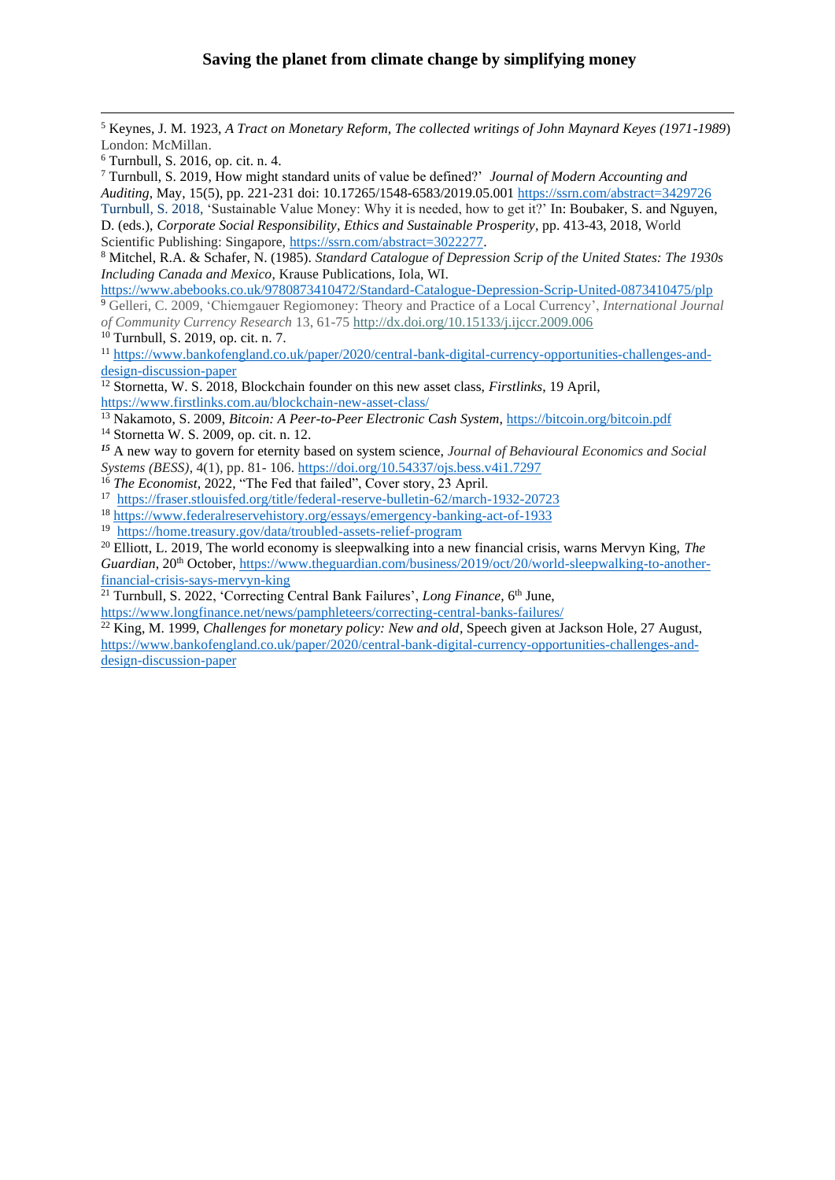[5] Keynes, J. M. 1923, *A Tract on Monetary Reform, The collected writings of John Maynard Keyes (1971-1989)* London: McMillan.

[6] Turnbull, S. 2016, op. cit. n. 4.

[7] Turnbull, S. 2019, How might standard units of value be defined?' *Journal of Modern Accounting and Auditing*, May, 15(5), pp. 221-231 doi: 10.17265/1548-6583/2019.05.001 https://ssrn.com/abstract=3429726
Turnbull, S. 2018, 'Sustainable Value Money: Why it is needed, how to get it?' In: Boubaker, S. and Nguyen, D. (eds.), *Corporate Social Responsibility, Ethics and Sustainable Prosperity*, pp. 413-43, 2018, World Scientific Publishing: Singapore, https://ssrn.com/abstract=3022277.

[8] Mitchel, R.A. & Schafer, N. (1985). *Standard Catalogue of Depression Scrip of the United States: The 1930s Including Canada and Mexico*, Krause Publications, Iola, WI.
https://www.abebooks.co.uk/9780873410472/Standard-Catalogue-Depression-Scrip-United-0873410475/plp

[9] Gelleri, C. 2009, 'Chiemgauer Regiomoney: Theory and Practice of a Local Currency', *International Journal of Community Currency Research* 13, 61-75 http://dx.doi.org/10.15133/j.ijccr.2009.006

[10] Turnbull, S. 2019, op. cit. n. 7.

[11] https://www.bankofengland.co.uk/paper/2020/central-bank-digital-currency-opportunities-challenges-and-design-discussion-paper

[12] Stornetta, W. S. 2018, Blockchain founder on this new asset class, *Firstlinks*, 19 April, https://www.firstlinks.com.au/blockchain-new-asset-class/

[13] Nakamoto, S. 2009, *Bitcoin: A Peer-to-Peer Electronic Cash System*, https://bitcoin.org/bitcoin.pdf

[14] Stornetta W. S. 2009, op. cit. n. 12.

[15] A new way to govern for eternity based on system science, *Journal of Behavioural Economics and Social Systems (BESS)*, 4(1), pp. 81- 106. https://doi.org/10.54337/ojs.bess.v4i1.7297

[16] *The Economist*, 2022, "The Fed that failed", Cover story, 23 April.

[17] https://fraser.stlouisfed.org/title/federal-reserve-bulletin-62/march-1932-20723

[18] https://www.federalreservehistory.org/essays/emergency-banking-act-of-1933

[19] https://home.treasury.gov/data/troubled-assets-relief-program

[20] Elliott, L. 2019, The world economy is sleepwalking into a new financial crisis, warns Mervyn King, *The Guardian*, 20th October, https://www.theguardian.com/business/2019/oct/20/world-sleepwalking-to-another-financial-crisis-says-mervyn-king

[21] Turnbull, S. 2022, 'Correcting Central Bank Failures', *Long Finance*, 6th June, https://www.longfinance.net/news/pamphleteers/correcting-central-banks-failures/

[22] King, M. 1999, *Challenges for monetary policy: New and old*, Speech given at Jackson Hole, 27 August, https://www.bankofengland.co.uk/paper/2020/central-bank-digital-currency-opportunities-challenges-and-design-discussion-paper